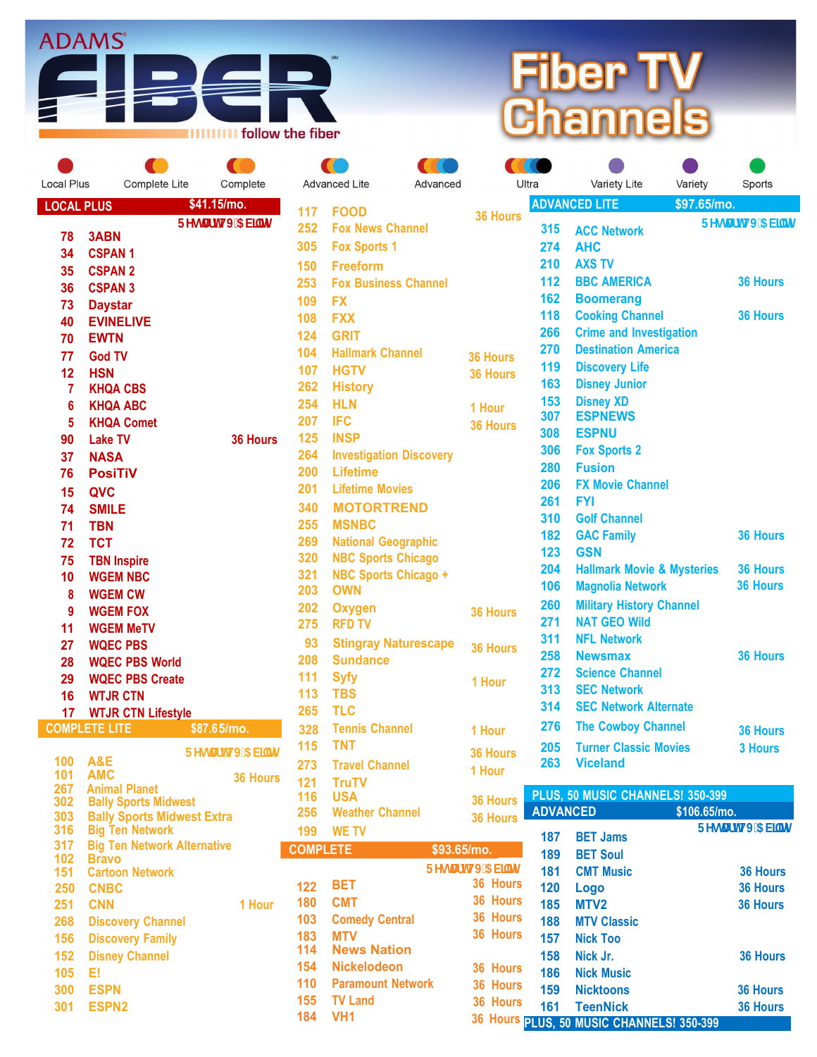# ADAMS FIBER — follow the fiber

# Fiber TV Channels

Local Plus | Complete Lite | Complete | Advanced Lite | Advanced | Ultra | Variety Lite | Variety | Sports

## LOCAL PLUS $41.15/mo.

Restart TV Alert

| Ch | Channel | Restart |
|---|---|---|
| 78 | 3ABN | |
| 34 | CSPAN 1 | |
| 35 | CSPAN 2 | |
| 36 | CSPAN 3 | |
| 73 | Daystar | |
| 40 | EVINELIVE | |
| 70 | EWTN | |
| 77 | God TV | |
| 12 | HSN | |
| 7 | KHQA CBS | |
| 6 | KHQA ABC | |
| 5 | KHQA Comet | |
| 90 | Lake TV | 36 Hours |
| 37 | NASA | |
| 76 | PosiTiV | |
| 15 | QVC | |
| 74 | SMILE | |
| 71 | TBN | |
| 72 | TCT | |
| 75 | TBN Inspire | |
| 10 | WGEM NBC | |
| 8 | WGEM CW | |
| 9 | WGEM FOX | |
| 11 | WGEM MeTV | |
| 27 | WQEC PBS | |
| 28 | WQEC PBS World | |
| 29 | WQEC PBS Create | |
| 16 | WTJR CTN | |
| 17 | WTJR CTN Lifestyle | |

## COMPLETE LITE $87.65/mo.

Restart TV Alert

| Ch | Channel | Restart |
|---|---|---|
| 100 | A&E | |
| 101 | AMC | 36 Hours |
| 267 | Animal Planet | |
| 302 | Bally Sports Midwest | |
| 303 | Bally Sports Midwest Extra | |
| 316 | Big Ten Network | |
| 317 | Big Ten Network Alternative | |
| 102 | Bravo | |
| 151 | Cartoon Network | |
| 250 | CNBC | |
| 251 | CNN | 1 Hour |
| 268 | Discovery Channel | |
| 156 | Discovery Family | |
| 152 | Disney Channel | |
| 105 | E! | |
| 300 | ESPN | |
| 301 | ESPN2 | |
| 117 | FOOD | 36 Hours |
| 252 | Fox News Channel | |
| 305 | Fox Sports 1 | |
| 150 | Freeform | |
| 253 | Fox Business Channel | |
| 109 | FX | |
| 108 | FXX | |
| 124 | GRIT | |
| 104 | Hallmark Channel | 36 Hours |
| 107 | HGTV | 36 Hours |
| 262 | History | |
| 254 | HLN | 1 Hour |
| 207 | IFC | 36 Hours |
| 125 | INSP | |
| 264 | Investigation Discovery | |
| 200 | Lifetime | |
| 201 | Lifetime Movies | |
| 340 | MOTORTREND | |
| 255 | MSNBC | |
| 269 | National Geographic | |
| 320 | NBC Sports Chicago | |
| 321 | NBC Sports Chicago + | |
| 203 | OWN | |
| 202 | Oxygen | 36 Hours |
| 275 | RFD TV | |
| 93 | Stingray Naturescape | 36 Hours |
| 208 | Sundance | |
| 111 | Syfy | 1 Hour |
| 113 | TBS | |
| 265 | TLC | |
| 328 | Tennis Channel | 1 Hour |
| 115 | TNT | 36 Hours |
| 273 | Travel Channel | 1 Hour |
| 121 | TruTV | |
| 116 | USA | 36 Hours |
| 256 | Weather Channel | 36 Hours |
| 199 | WE TV | |

## COMPLETE $93.65/mo.

Restart TV Alert

| Ch | Channel | Restart |
|---|---|---|
| 122 | BET | 36 Hours |
| 180 | CMT | 36 Hours |
| 103 | Comedy Central | 36 Hours |
| 183 | MTV | 36 Hours |
| 114 | News Nation | |
| 154 | Nickelodeon | 36 Hours |
| 110 | Paramount Network | 36 Hours |
| 155 | TV Land | 36 Hours |
| 184 | VH1 | 36 Hours |

## ADVANCED LITE $97.65/mo.

Restart TV Alert

| Ch | Channel | Restart |
|---|---|---|
| 315 | ACC Network | |
| 274 | AHC | |
| 210 | AXS TV | |
| 112 | BBC AMERICA | 36 Hours |
| 162 | Boomerang | |
| 118 | Cooking Channel | 36 Hours |
| 266 | Crime and Investigation | |
| 270 | Destination America | |
| 119 | Discovery Life | |
| 163 | Disney Junior | |
| 153 | Disney XD | |
| 307 | ESPNEWS | |
| 308 | ESPNU | |
| 306 | Fox Sports 2 | |
| 280 | Fusion | |
| 206 | FX Movie Channel | |
| 261 | FYI | |
| 310 | Golf Channel | |
| 182 | GAC Family | 36 Hours |
| 123 | GSN | |
| 204 | Hallmark Movie & Mysteries | 36 Hours |
| 106 | Magnolia Network | 36 Hours |
| 260 | Military History Channel | |
| 271 | NAT GEO Wild | |
| 311 | NFL Network | |
| 258 | Newsmax | 36 Hours |
| 272 | Science Channel | |
| 313 | SEC Network | |
| 314 | SEC Network Alternate | |
| 276 | The Cowboy Channel | 36 Hours |
| 205 | Turner Classic Movies | 3 Hours |
| 263 | Viceland | |

PLUS, 50 MUSIC CHANNELS! 350-399

## ADVANCED $106.65/mo.

Restart TV Alert

| Ch | Channel | Restart |
|---|---|---|
| 187 | BET Jams | |
| 189 | BET Soul | |
| 181 | CMT Music | 36 Hours |
| 120 | Logo | 36 Hours |
| 185 | MTV2 | 36 Hours |
| 188 | MTV Classic | |
| 157 | Nick Too | |
| 158 | Nick Jr. | 36 Hours |
| 186 | Nick Music | |
| 159 | Nicktoons | 36 Hours |
| 161 | TeenNick | 36 Hours |

PLUS, 50 MUSIC CHANNELS! 350-399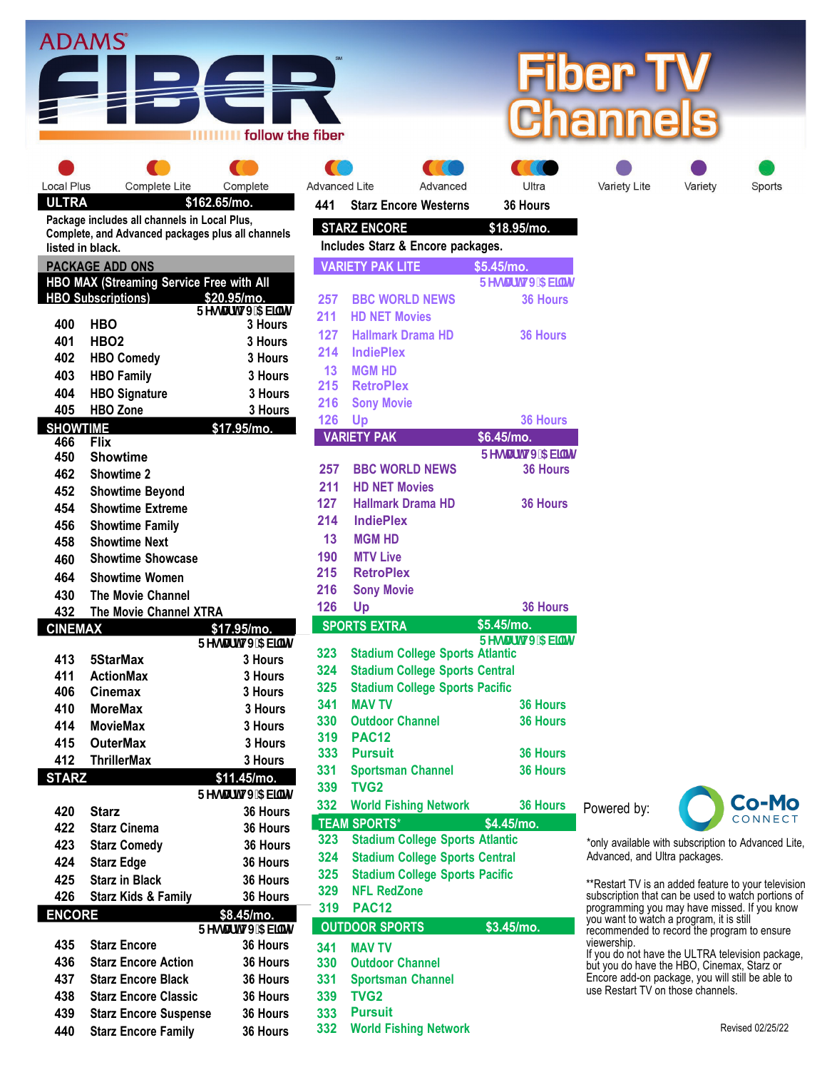ADAMS FIBER follow the fiber

# Fiber TV Channels

Local Plus | Complete Lite | Complete | Advanced Lite | Advanced | Ultra | Variety Lite | Variety | Sports

## ULTRA $162.65/mo.

Package includes all channels in Local Plus, Complete, and Advanced packages plus all channels listed in black.

## PACKAGE ADD ONS

### HBO MAX (Streaming Service Free with All HBO Subscriptions) $20.95/mo.

| | | Restart TV Avail |
|---|---|---|
| 400 | HBO | 3 Hours |
| 401 | HBO2 | 3 Hours |
| 402 | HBO Comedy | 3 Hours |
| 403 | HBO Family | 3 Hours |
| 404 | HBO Signature | 3 Hours |
| 405 | HBO Zone | 3 Hours |

### SHOWTIME $17.95/mo.

| | |
|---|---|
| 466 | Flix |
| 450 | Showtime |
| 462 | Showtime 2 |
| 452 | Showtime Beyond |
| 454 | Showtime Extreme |
| 456 | Showtime Family |
| 458 | Showtime Next |
| 460 | Showtime Showcase |
| 464 | Showtime Women |
| 430 | The Movie Channel |
| 432 | The Movie Channel XTRA |

### CINEMAX $17.95/mo.

| | | Restart TV Avail |
|---|---|---|
| 413 | 5StarMax | 3 Hours |
| 411 | ActionMax | 3 Hours |
| 406 | Cinemax | 3 Hours |
| 410 | MoreMax | 3 Hours |
| 414 | MovieMax | 3 Hours |
| 415 | OuterMax | 3 Hours |
| 412 | ThrillerMax | 3 Hours |

### STARZ $11.45/mo.

| | | Restart TV Avail |
|---|---|---|
| 420 | Starz | 36 Hours |
| 422 | Starz Cinema | 36 Hours |
| 423 | Starz Comedy | 36 Hours |
| 424 | Starz Edge | 36 Hours |
| 425 | Starz in Black | 36 Hours |
| 426 | Starz Kids & Family | 36 Hours |

### ENCORE $8.45/mo.

| | | Restart TV Avail |
|---|---|---|
| 435 | Starz Encore | 36 Hours |
| 436 | Starz Encore Action | 36 Hours |
| 437 | Starz Encore Black | 36 Hours |
| 438 | Starz Encore Classic | 36 Hours |
| 439 | Starz Encore Suspense | 36 Hours |
| 440 | Starz Encore Family | 36 Hours |
| 441 | Starz Encore Westerns | 36 Hours |

### STARZ ENCORE $18.95/mo.

Includes Starz & Encore packages.

### VARIETY PAK LITE $5.45/mo.

| | | Restart TV Avail |
|---|---|---|
| 257 | BBC WORLD NEWS | 36 Hours |
| 211 | HD NET Movies | |
| 127 | Hallmark Drama HD | 36 Hours |
| 214 | IndiePlex | |
| 13 | MGM HD | |
| 215 | RetroPlex | |
| 216 | Sony Movie | |
| 126 | Up | 36 Hours |

### VARIETY PAK $6.45/mo.

| | | Restart TV Avail |
|---|---|---|
| 257 | BBC WORLD NEWS | 36 Hours |
| 211 | HD NET Movies | |
| 127 | Hallmark Drama HD | 36 Hours |
| 214 | IndiePlex | |
| 13 | MGM HD | |
| 190 | MTV Live | |
| 215 | RetroPlex | |
| 216 | Sony Movie | |
| 126 | Up | 36 Hours |

### SPORTS EXTRA $5.45/mo.

| | | Restart TV Avail |
|---|---|---|
| 323 | Stadium College Sports Atlantic | |
| 324 | Stadium College Sports Central | |
| 325 | Stadium College Sports Pacific | |
| 341 | MAV TV | 36 Hours |
| 330 | Outdoor Channel | 36 Hours |
| 319 | PAC12 | |
| 333 | Pursuit | 36 Hours |
| 331 | Sportsman Channel | 36 Hours |
| 339 | TVG2 | |
| 332 | World Fishing Network | 36 Hours |

### TEAM SPORTS* $4.45/mo.

| | |
|---|---|
| 323 | Stadium College Sports Atlantic |
| 324 | Stadium College Sports Central |
| 325 | Stadium College Sports Pacific |
| 329 | NFL RedZone |
| 319 | PAC12 |

### OUTDOOR SPORTS $3.45/mo.

| | |
|---|---|
| 341 | MAV TV |
| 330 | Outdoor Channel |
| 331 | Sportsman Channel |
| 339 | TVG2 |
| 333 | Pursuit |
| 332 | World Fishing Network |

Powered by: Co-Mo CONNECT

*only available with subscription to Advanced Lite, Advanced, and Ultra packages.

**Restart TV is an added feature to your television subscription that can be used to watch portions of programming you may have missed. If you know you want to watch a program, it is still recommended to record the program to ensure viewership.
If you do not have the ULTRA television package, but you do have the HBO, Cinemax, Starz or Encore add-on package, you will still be able to use Restart TV on those channels.

Revised 02/25/22